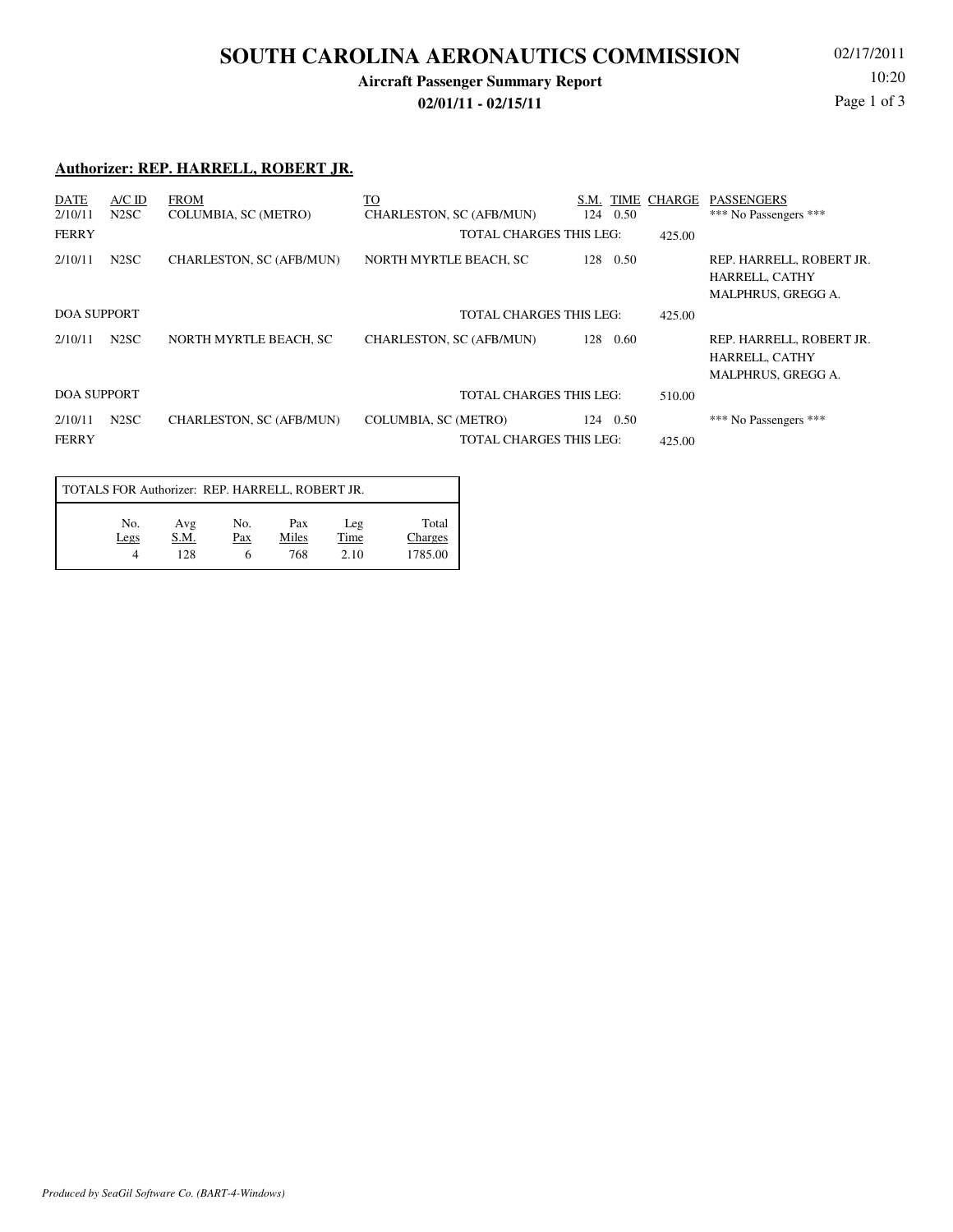# SOUTH CAROLINA AERONAUTICS COMMISSION

**Aircraft Passenger Summary Report**

**02/01/11 - 02/15/11**

02/17/2011
10:20

**Authorizer: REP. HARRELL, ROBERT JR.**

| DATE | A/C ID | FROM | TO | S.M. | TIME | CHARGE | PASSENGERS |
|---|---|---|---|---|---|---|---|
| 2/10/11 | N2SC | COLUMBIA, SC (METRO) | CHARLESTON, SC (AFB/MUN) | 124 | 0.50 | | *** No Passengers *** |
| FERRY | | | TOTAL CHARGES THIS LEG: | | | 425.00 | |
| 2/10/11 | N2SC | CHARLESTON, SC (AFB/MUN) | NORTH MYRTLE BEACH, SC | 128 | 0.50 | | REP. HARRELL, ROBERT JR.<br>HARRELL, CATHY<br>MALPHRUS, GREGG A. |
| DOA SUPPORT | | | TOTAL CHARGES THIS LEG: | | | 425.00 | |
| 2/10/11 | N2SC | NORTH MYRTLE BEACH, SC | CHARLESTON, SC (AFB/MUN) | 128 | 0.60 | | REP. HARRELL, ROBERT JR.<br>HARRELL, CATHY<br>MALPHRUS, GREGG A. |
| DOA SUPPORT | | | TOTAL CHARGES THIS LEG: | | | 510.00 | |
| 2/10/11 | N2SC | CHARLESTON, SC (AFB/MUN) | COLUMBIA, SC (METRO) | 124 | 0.50 | | *** No Passengers *** |
| FERRY | | | TOTAL CHARGES THIS LEG: | | | 425.00 | |

TOTALS FOR Authorizer: REP. HARRELL, ROBERT JR.

| No. Legs | Avg S.M. | No. Pax | Pax Miles | Leg Time | Total Charges |
|---|---|---|---|---|---|
| 4 | 128 | 6 | 768 | 2.10 | 1785.00 |

*Produced by SeaGil Software Co. (BART-4-Windows)*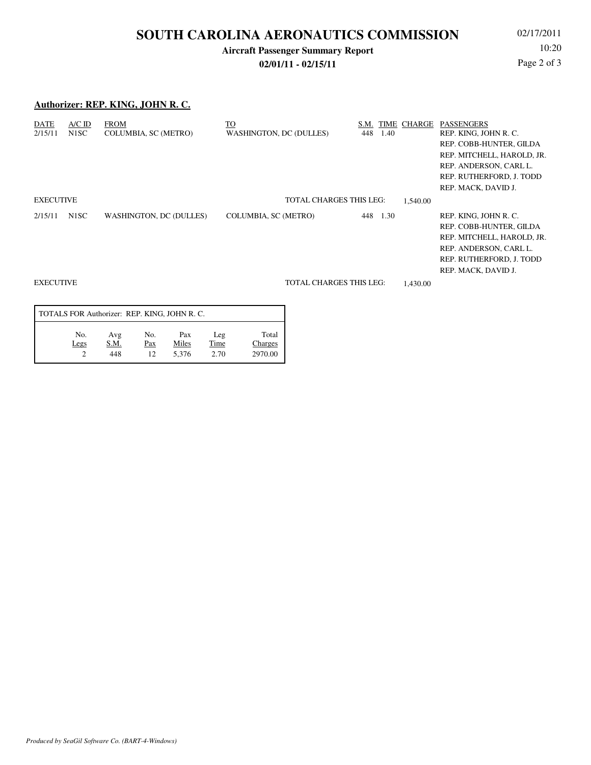# SOUTH CAROLINA AERONAUTICS COMMISSION

**Aircraft Passenger Summary Report**

**02/01/11 - 02/15/11**

02/17/2011
10:20

## Authorizer: REP. KING, JOHN R. C.

| DATE | A/C ID | FROM | TO | S.M. | TIME | CHARGE | PASSENGERS |
|---|---|---|---|---|---|---|---|
| 2/15/11 | N1SC | COLUMBIA, SC (METRO) | WASHINGTON, DC (DULLES) | 448 | 1.40 | | REP. KING, JOHN R. C.<br>REP. COBB-HUNTER, GILDA<br>REP. MITCHELL, HAROLD, JR.<br>REP. ANDERSON, CARL L.<br>REP. RUTHERFORD, J. TODD<br>REP. MACK, DAVID J. |
| EXECUTIVE | | | TOTAL CHARGES THIS LEG: | | | 1,540.00 | |
| 2/15/11 | N1SC | WASHINGTON, DC (DULLES) | COLUMBIA, SC (METRO) | 448 | 1.30 | | REP. KING, JOHN R. C.<br>REP. COBB-HUNTER, GILDA<br>REP. MITCHELL, HAROLD, JR.<br>REP. ANDERSON, CARL L.<br>REP. RUTHERFORD, J. TODD<br>REP. MACK, DAVID J. |
| EXECUTIVE | | | TOTAL CHARGES THIS LEG: | | | 1,430.00 | |

TOTALS FOR Authorizer: REP. KING, JOHN R. C.

| No. Legs | Avg S.M. | No. Pax | Pax Miles | Leg Time | Total Charges |
|---|---|---|---|---|---|
| 2 | 448 | 12 | 5,376 | 2.70 | 2970.00 |

*Produced by SeaGil Software Co. (BART-4-Windows)*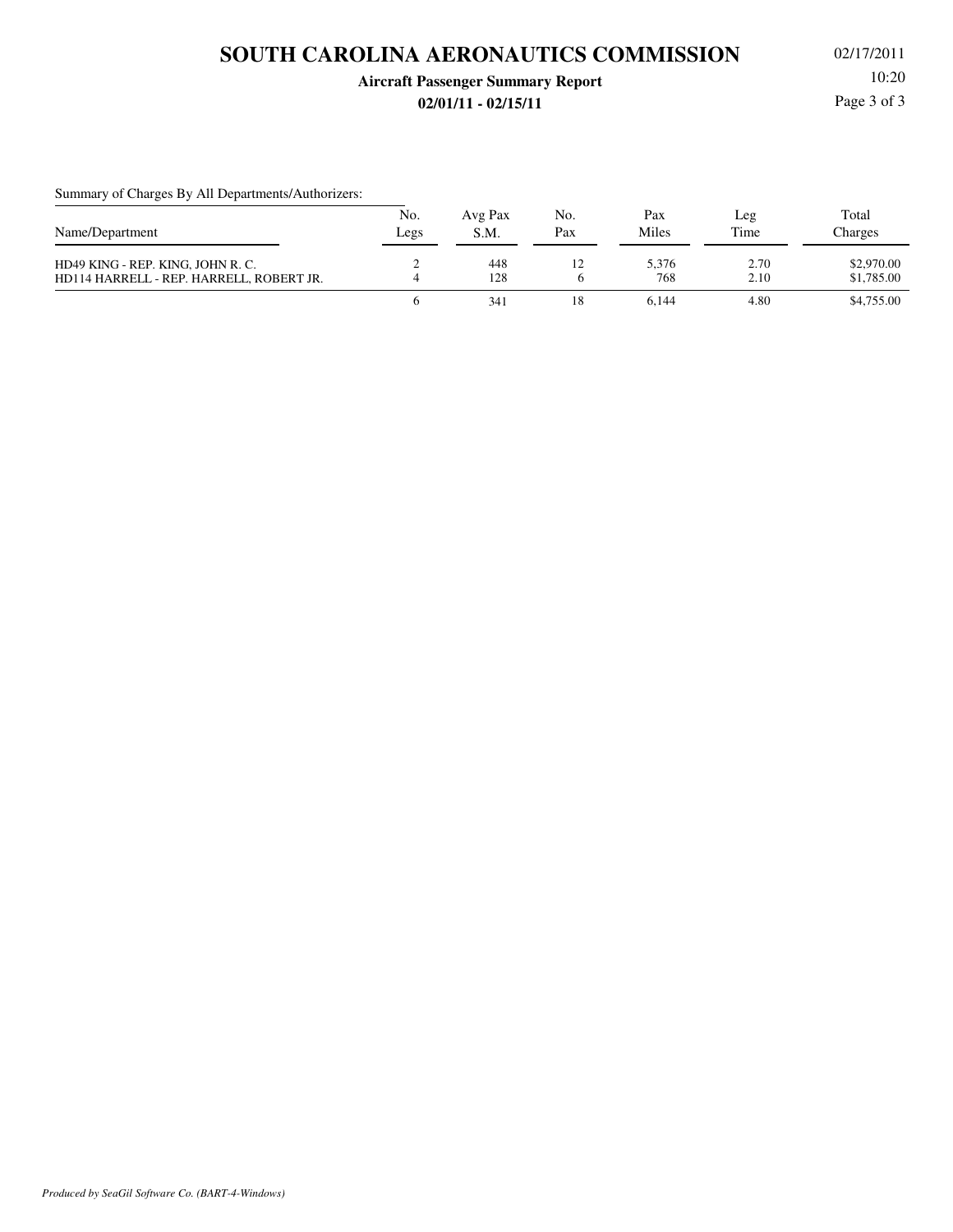# SOUTH CAROLINA AERONAUTICS COMMISSION

**Aircraft Passenger Summary Report**

**02/01/11 - 02/15/11**

02/17/2011
10:20

Summary of Charges By All Departments/Authorizers:

| Name/Department | No. Legs | Avg Pax S.M. | No. Pax | Pax Miles | Leg Time | Total Charges |
|---|---|---|---|---|---|---|
| HD49 KING - REP. KING, JOHN R. C. | 2 | 448 | 12 | 5,376 | 2.70 | $2,970.00 |
| HD114 HARRELL - REP. HARRELL, ROBERT JR. | 4 | 128 | 6 | 768 | 2.10 | $1,785.00 |
| | 6 | 341 | 18 | 6,144 | 4.80 | $4,755.00 |

*Produced by SeaGil Software Co. (BART-4-Windows)*